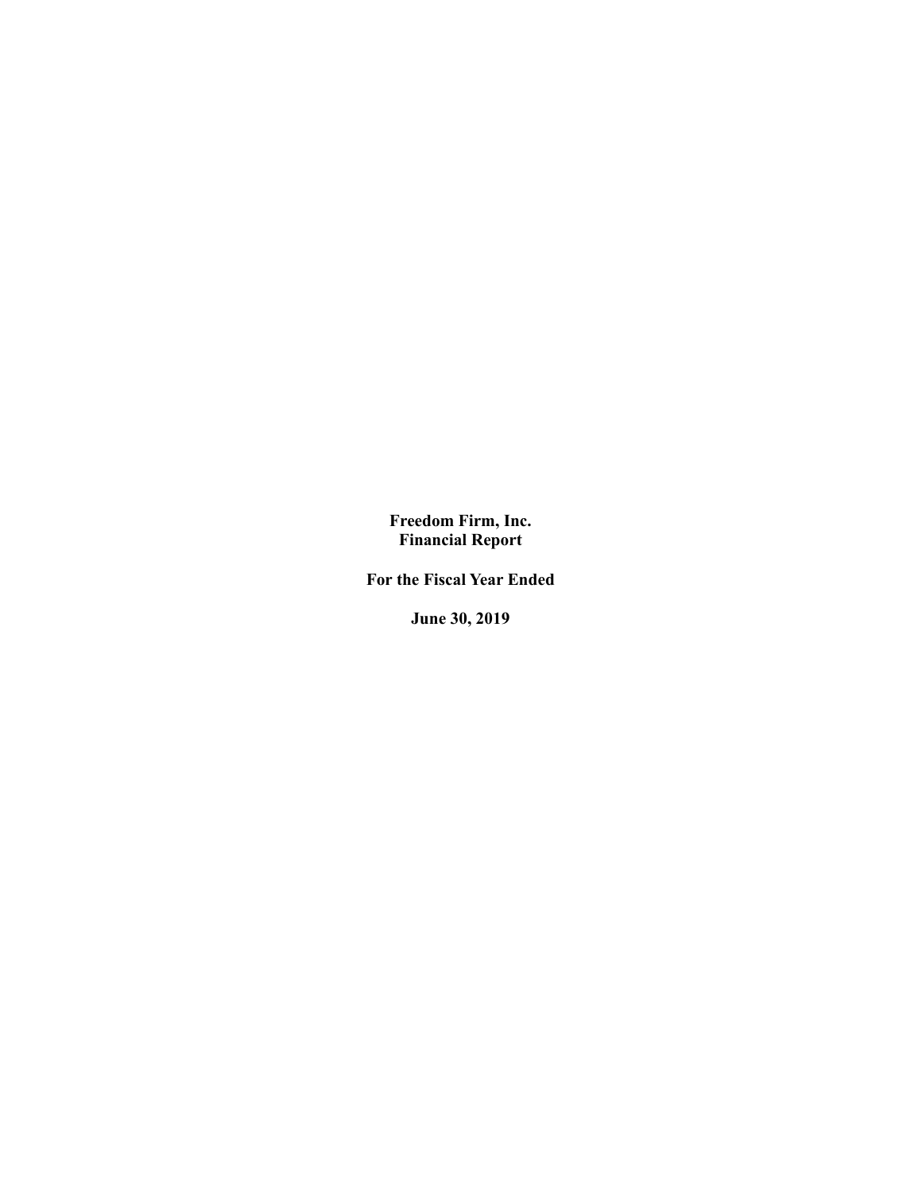**Freedom Firm, Inc.**
**Financial Report**

**For the Fiscal Year Ended**

**June 30, 2019**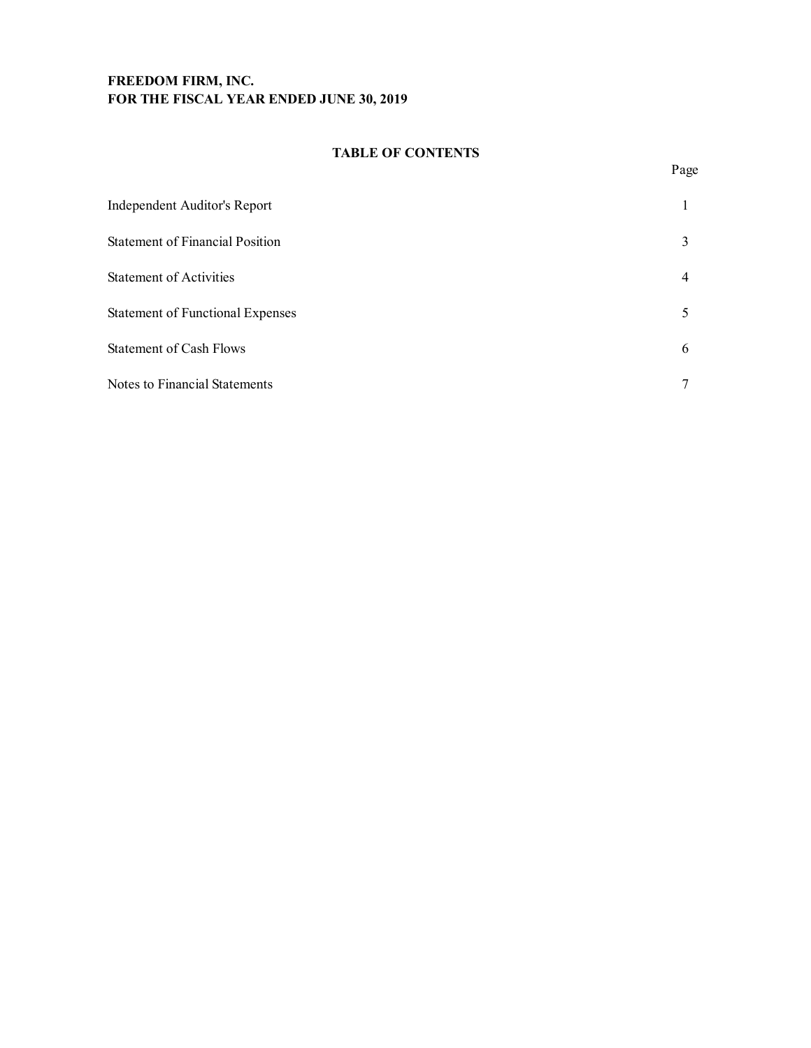**FREEDOM FIRM, INC.**
**FOR THE FISCAL YEAR ENDED JUNE 30, 2019**

## TABLE OF CONTENTS

| | Page |
|---|---|
| Independent Auditor's Report | 1 |
| Statement of Financial Position | 3 |
| Statement of Activities | 4 |
| Statement of Functional Expenses | 5 |
| Statement of Cash Flows | 6 |
| Notes to Financial Statements | 7 |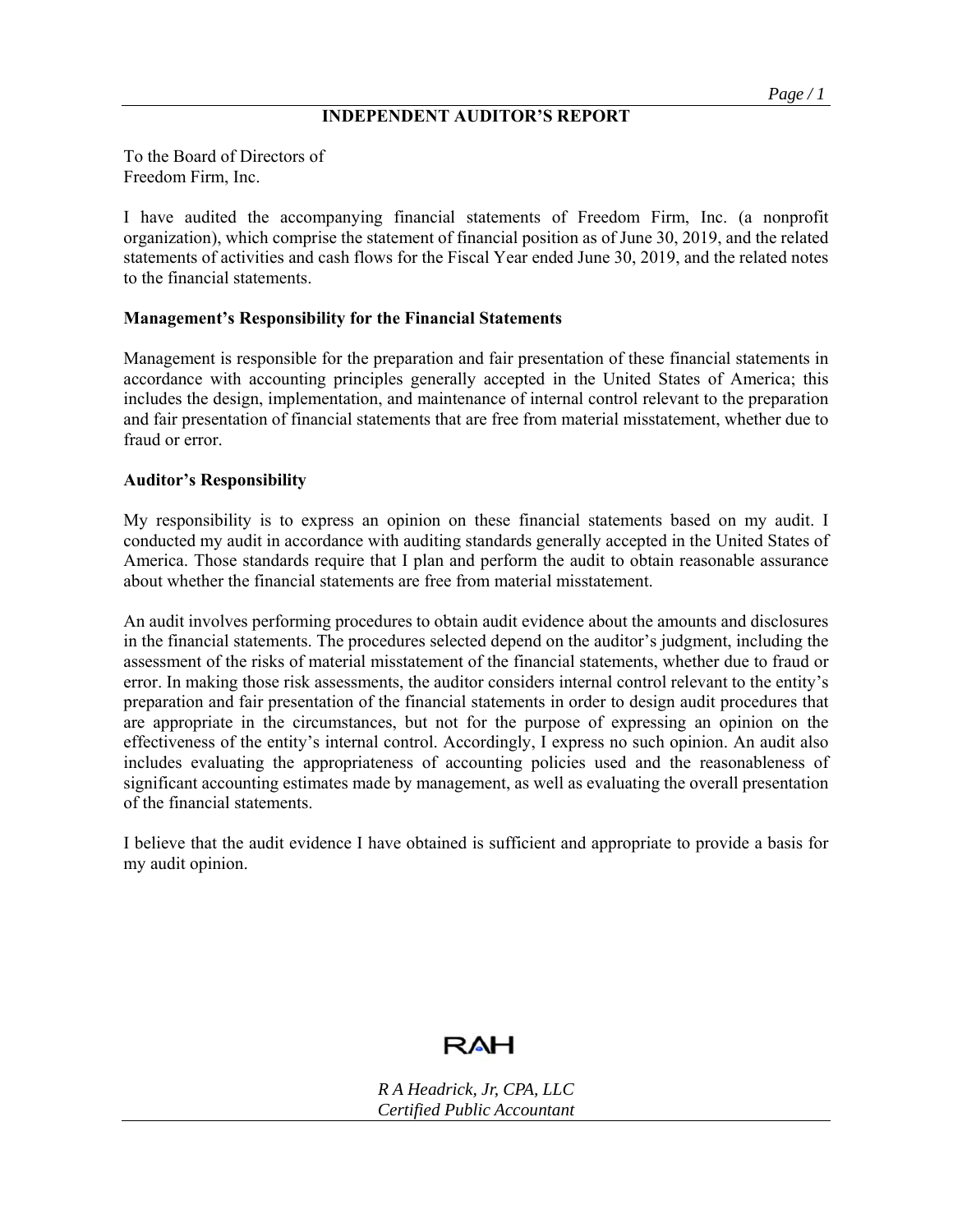# INDEPENDENT AUDITOR'S REPORT

To the Board of Directors of
Freedom Firm, Inc.

I have audited the accompanying financial statements of Freedom Firm, Inc. (a nonprofit organization), which comprise the statement of financial position as of June 30, 2019, and the related statements of activities and cash flows for the Fiscal Year ended June 30, 2019, and the related notes to the financial statements.

**Management's Responsibility for the Financial Statements**

Management is responsible for the preparation and fair presentation of these financial statements in accordance with accounting principles generally accepted in the United States of America; this includes the design, implementation, and maintenance of internal control relevant to the preparation and fair presentation of financial statements that are free from material misstatement, whether due to fraud or error.

**Auditor's Responsibility**

My responsibility is to express an opinion on these financial statements based on my audit. I conducted my audit in accordance with auditing standards generally accepted in the United States of America. Those standards require that I plan and perform the audit to obtain reasonable assurance about whether the financial statements are free from material misstatement.

An audit involves performing procedures to obtain audit evidence about the amounts and disclosures in the financial statements. The procedures selected depend on the auditor's judgment, including the assessment of the risks of material misstatement of the financial statements, whether due to fraud or error. In making those risk assessments, the auditor considers internal control relevant to the entity's preparation and fair presentation of the financial statements in order to design audit procedures that are appropriate in the circumstances, but not for the purpose of expressing an opinion on the effectiveness of the entity's internal control. Accordingly, I express no such opinion. An audit also includes evaluating the appropriateness of accounting policies used and the reasonableness of significant accounting estimates made by management, as well as evaluating the overall presentation of the financial statements.

I believe that the audit evidence I have obtained is sufficient and appropriate to provide a basis for my audit opinion.

RAH

*R A Headrick, Jr, CPA, LLC*
*Certified Public Accountant*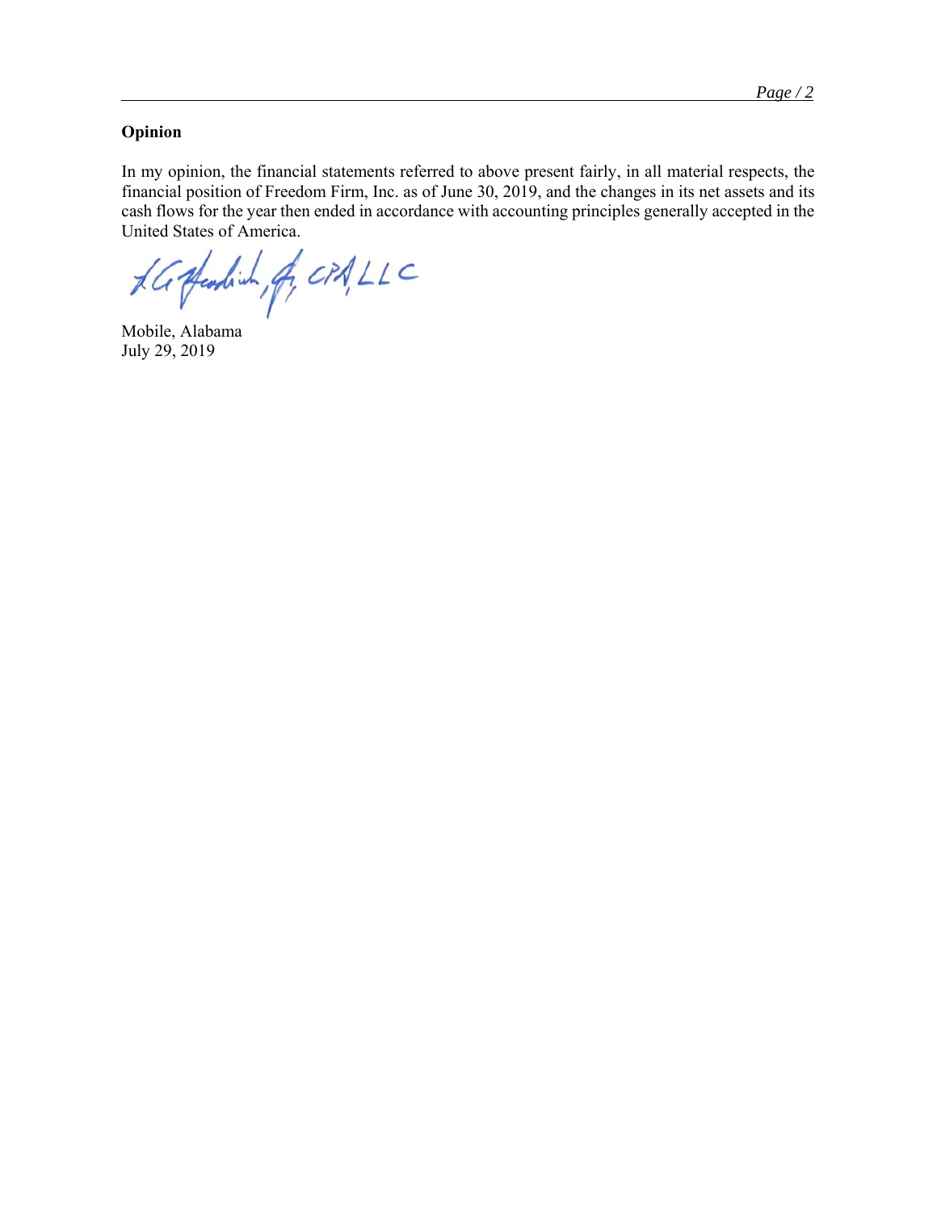**Opinion**

In my opinion, the financial statements referred to above present fairly, in all material respects, the financial position of Freedom Firm, Inc. as of June 30, 2019, and the changes in its net assets and its cash flows for the year then ended in accordance with accounting principles generally accepted in the United States of America.

Mobile, Alabama
July 29, 2019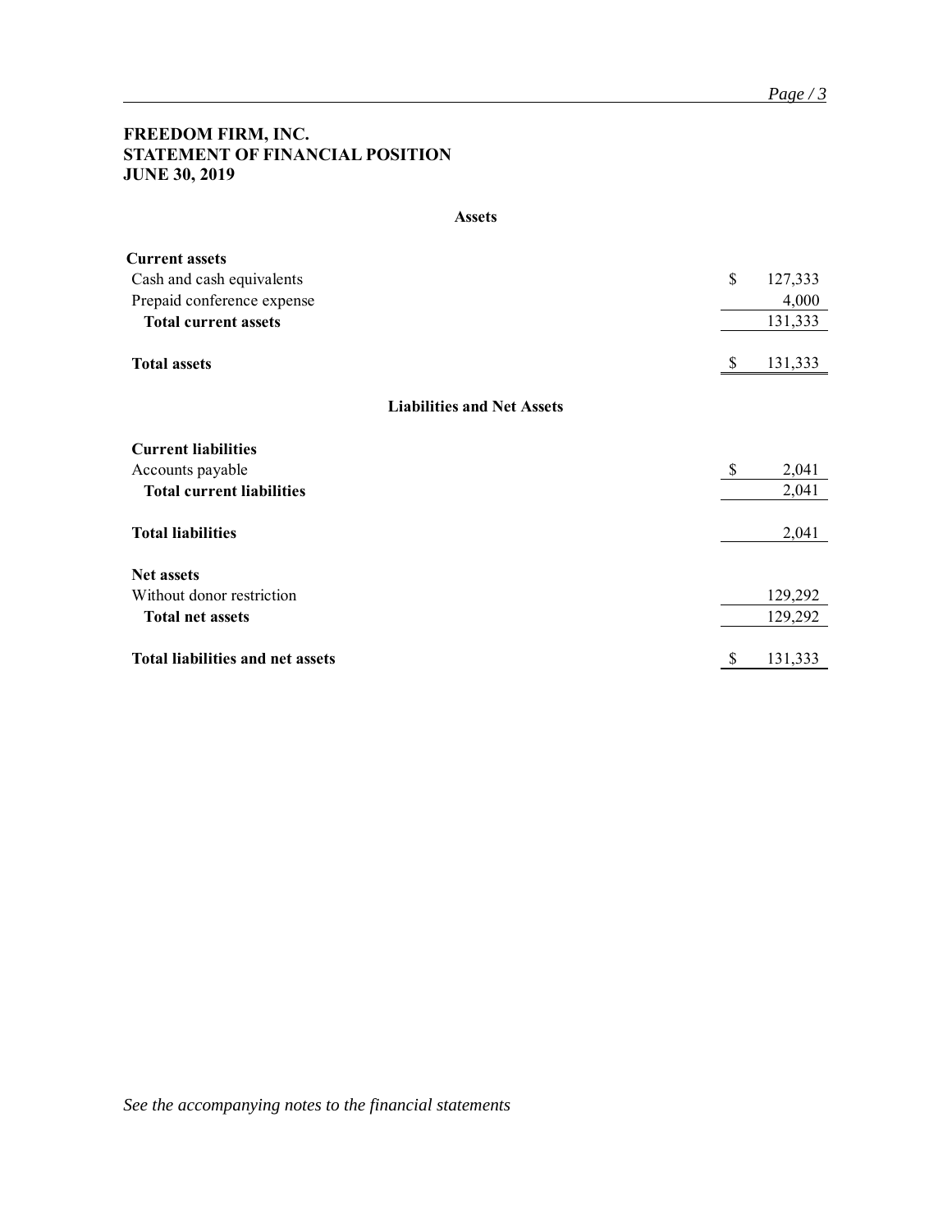# FREEDOM FIRM, INC.
# STATEMENT OF FINANCIAL POSITION
# JUNE 30, 2019

**Assets**

| | | |
|---|---|---|
| **Current assets** | | |
| Cash and cash equivalents | $ | 127,333 |
| Prepaid conference expense | | 4,000 |
| **Total current assets** | | 131,333 |
| | | |
| **Total assets** | $ | 131,333 |

**Liabilities and Net Assets**

| | | |
|---|---|---|
| **Current liabilities** | | |
| Accounts payable | $ | 2,041 |
| **Total current liabilities** | | 2,041 |
| | | |
| **Total liabilities** | | 2,041 |
| | | |
| **Net assets** | | |
| Without donor restriction | | 129,292 |
| **Total net assets** | | 129,292 |
| | | |
| **Total liabilities and net assets** | $ | 131,333 |

*See the accompanying notes to the financial statements*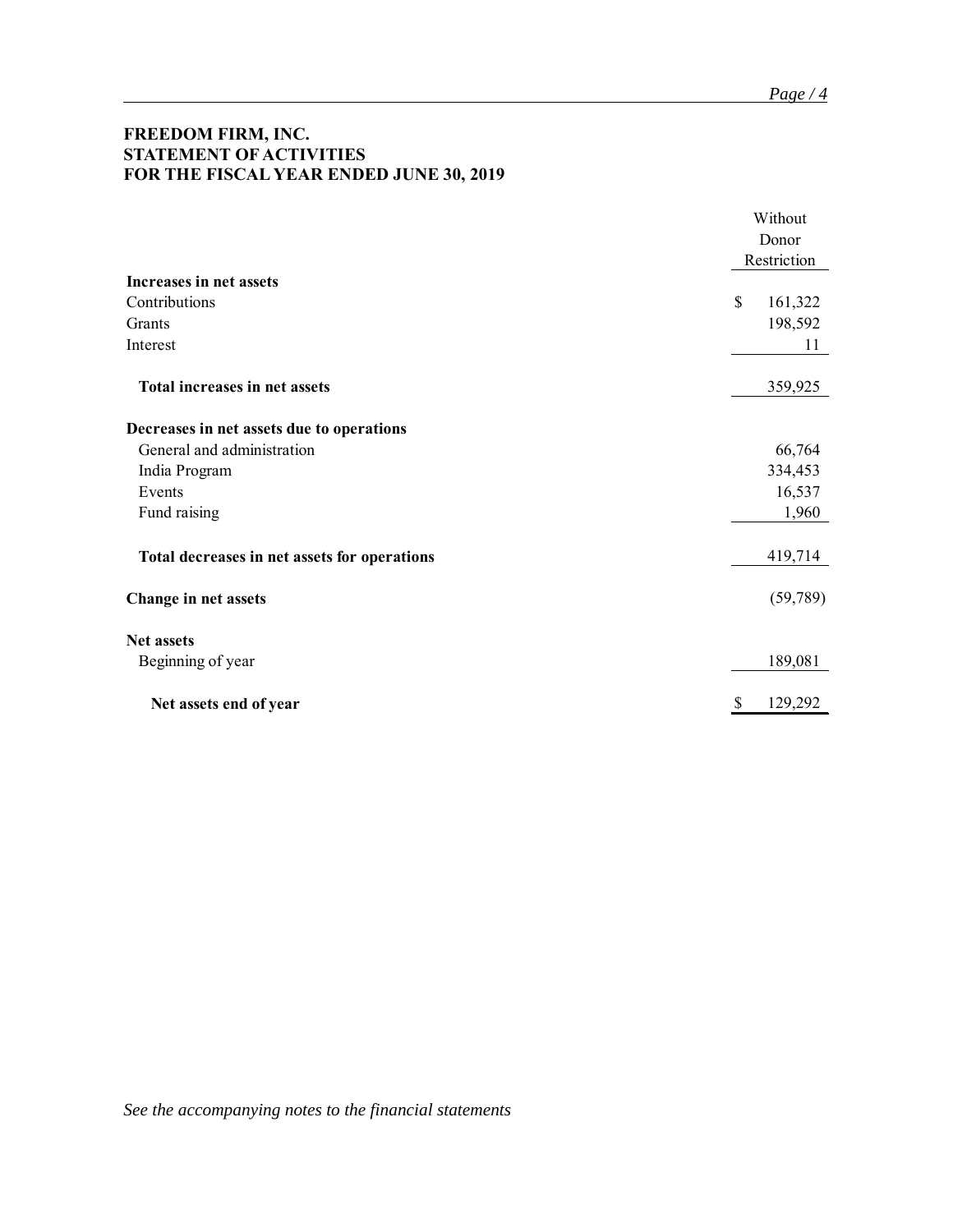**FREEDOM FIRM, INC.**
**STATEMENT OF ACTIVITIES**
**FOR THE FISCAL YEAR ENDED JUNE 30, 2019**

| | Without Donor Restriction |
|---|---|
| **Increases in net assets** | |
| Contributions | $ 161,322 |
| Grants | 198,592 |
| Interest | 11 |
| **Total increases in net assets** | 359,925 |
| **Decreases in net assets due to operations** | |
| General and administration | 66,764 |
| India Program | 334,453 |
| Events | 16,537 |
| Fund raising | 1,960 |
| **Total decreases in net assets for operations** | 419,714 |
| **Change in net assets** | (59,789) |
| **Net assets** | |
| Beginning of year | 189,081 |
| **Net assets end of year** | $ 129,292 |

*See the accompanying notes to the financial statements*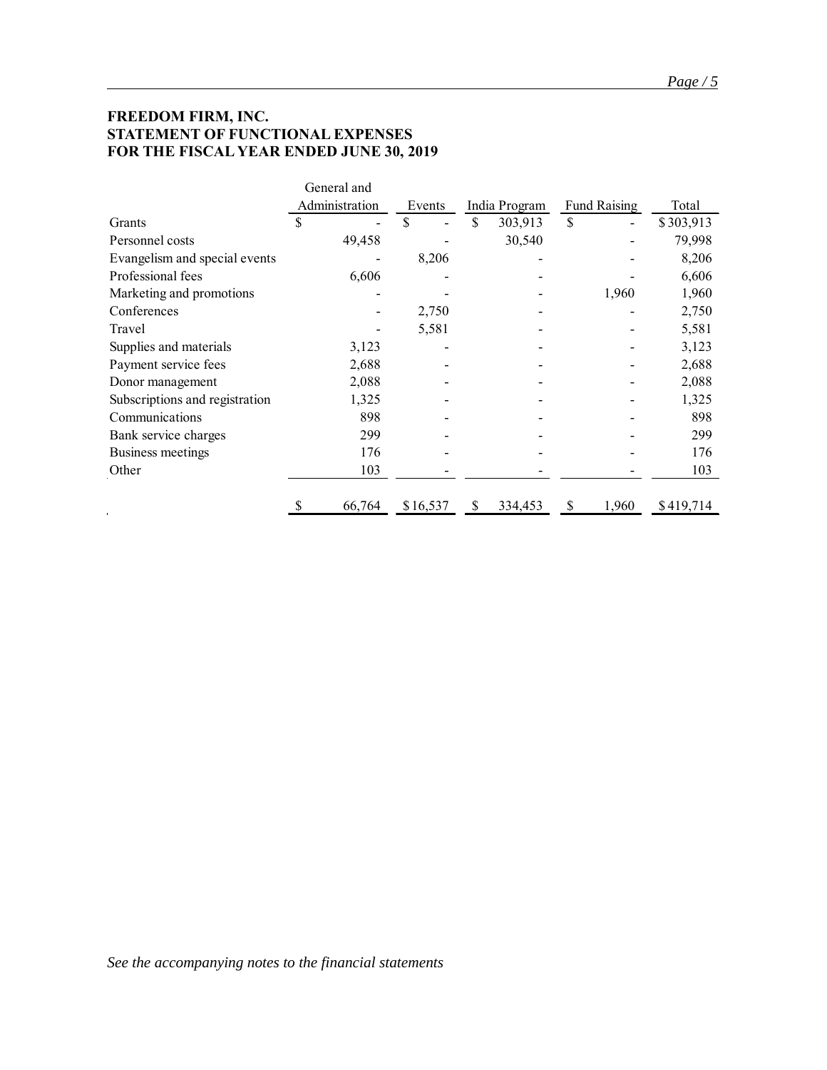# FREEDOM FIRM, INC.
# STATEMENT OF FUNCTIONAL EXPENSES
# FOR THE FISCAL YEAR ENDED JUNE 30, 2019

| | General and Administration | Events | India Program | Fund Raising | Total |
|---|---|---|---|---|---|
| Grants | $ - | $ - | $ 303,913 | $ - | $ 303,913 |
| Personnel costs | 49,458 | - | 30,540 | - | 79,998 |
| Evangelism and special events | - | 8,206 | - | - | 8,206 |
| Professional fees | 6,606 | - | - | - | 6,606 |
| Marketing and promotions | - | - | - | 1,960 | 1,960 |
| Conferences | - | 2,750 | - | - | 2,750 |
| Travel | - | 5,581 | - | - | 5,581 |
| Supplies and materials | 3,123 | - | - | - | 3,123 |
| Payment service fees | 2,688 | - | - | - | 2,688 |
| Donor management | 2,088 | - | - | - | 2,088 |
| Subscriptions and registration | 1,325 | - | - | - | 1,325 |
| Communications | 898 | - | - | - | 898 |
| Bank service charges | 299 | - | - | - | 299 |
| Business meetings | 176 | - | - | - | 176 |
| Other | 103 | - | - | - | 103 |
| | $ 66,764 | $ 16,537 | $ 334,453 | $ 1,960 | $ 419,714 |

*See the accompanying notes to the financial statements*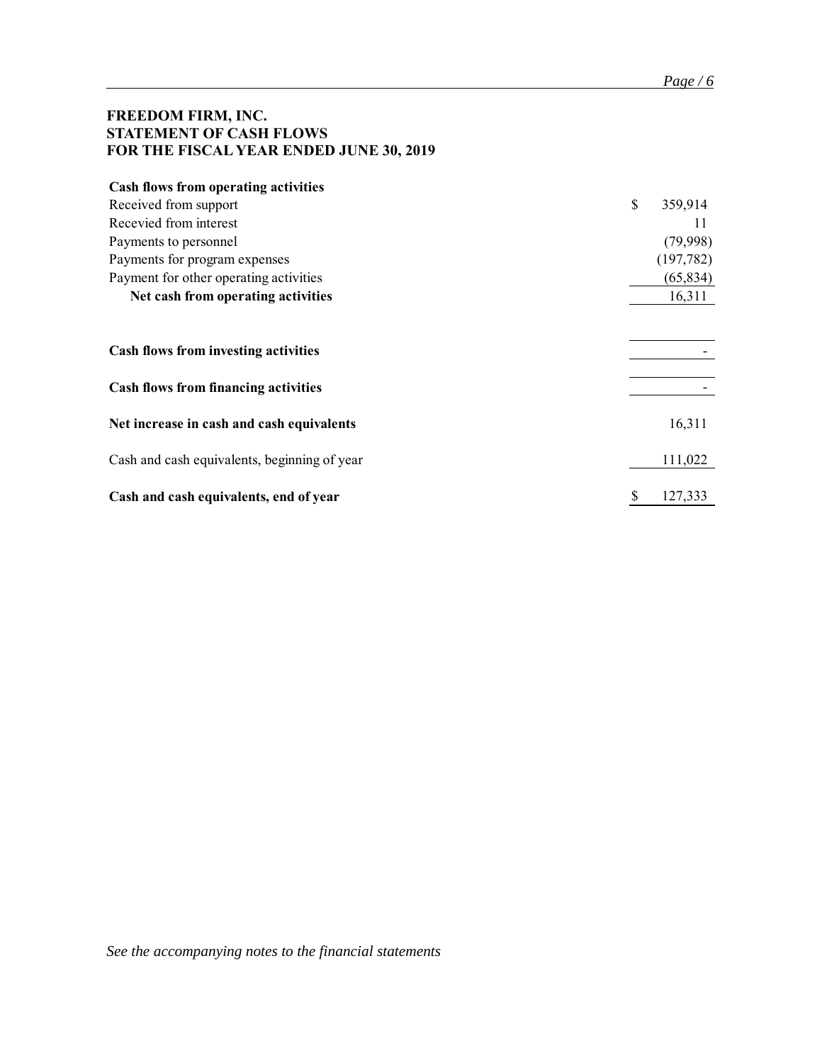# FREEDOM FIRM, INC.
# STATEMENT OF CASH FLOWS
# FOR THE FISCAL YEAR ENDED JUNE 30, 2019

| | |
|---|---|
| **Cash flows from operating activities** | |
| Received from support | $ 359,914 |
| Recevied from interest | 11 |
| Payments to personnel | (79,998) |
| Payments for program expenses | (197,782) |
| Payment for other operating activities | (65,834) |
| **Net cash from operating activities** | 16,311 |
| | |
| **Cash flows from investing activities** | - |
| | |
| **Cash flows from financing activities** | - |
| | |
| **Net increase in cash and cash equivalents** | 16,311 |
| | |
| Cash and cash equivalents, beginning of year | 111,022 |
| | |
| **Cash and cash equivalents, end of year** | $ 127,333 |

*See the accompanying notes to the financial statements*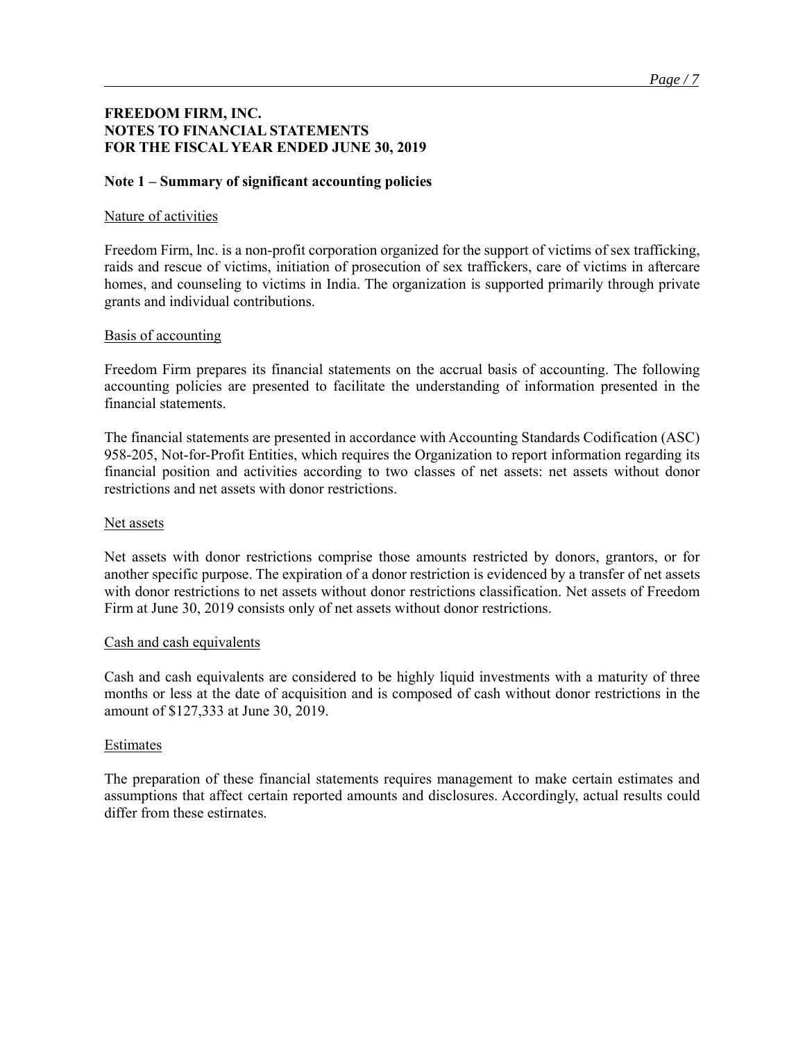**FREEDOM FIRM, INC.**
**NOTES TO FINANCIAL STATEMENTS**
**FOR THE FISCAL YEAR ENDED JUNE 30, 2019**

**Note 1 – Summary of significant accounting policies**

Nature of activities

Freedom Firm, lnc. is a non-profit corporation organized for the support of victims of sex trafficking, raids and rescue of victims, initiation of prosecution of sex traffickers, care of victims in aftercare homes, and counseling to victims in India. The organization is supported primarily through private grants and individual contributions.

Basis of accounting

Freedom Firm prepares its financial statements on the accrual basis of accounting. The following accounting policies are presented to facilitate the understanding of information presented in the financial statements.

The financial statements are presented in accordance with Accounting Standards Codification (ASC) 958-205, Not-for-Profit Entities, which requires the Organization to report information regarding its financial position and activities according to two classes of net assets: net assets without donor restrictions and net assets with donor restrictions.

Net assets

Net assets with donor restrictions comprise those amounts restricted by donors, grantors, or for another specific purpose. The expiration of a donor restriction is evidenced by a transfer of net assets with donor restrictions to net assets without donor restrictions classification. Net assets of Freedom Firm at June 30, 2019 consists only of net assets without donor restrictions.

Cash and cash equivalents

Cash and cash equivalents are considered to be highly liquid investments with a maturity of three months or less at the date of acquisition and is composed of cash without donor restrictions in the amount of $127,333 at June 30, 2019.

Estimates

The preparation of these financial statements requires management to make certain estimates and assumptions that affect certain reported amounts and disclosures. Accordingly, actual results could differ from these estirnates.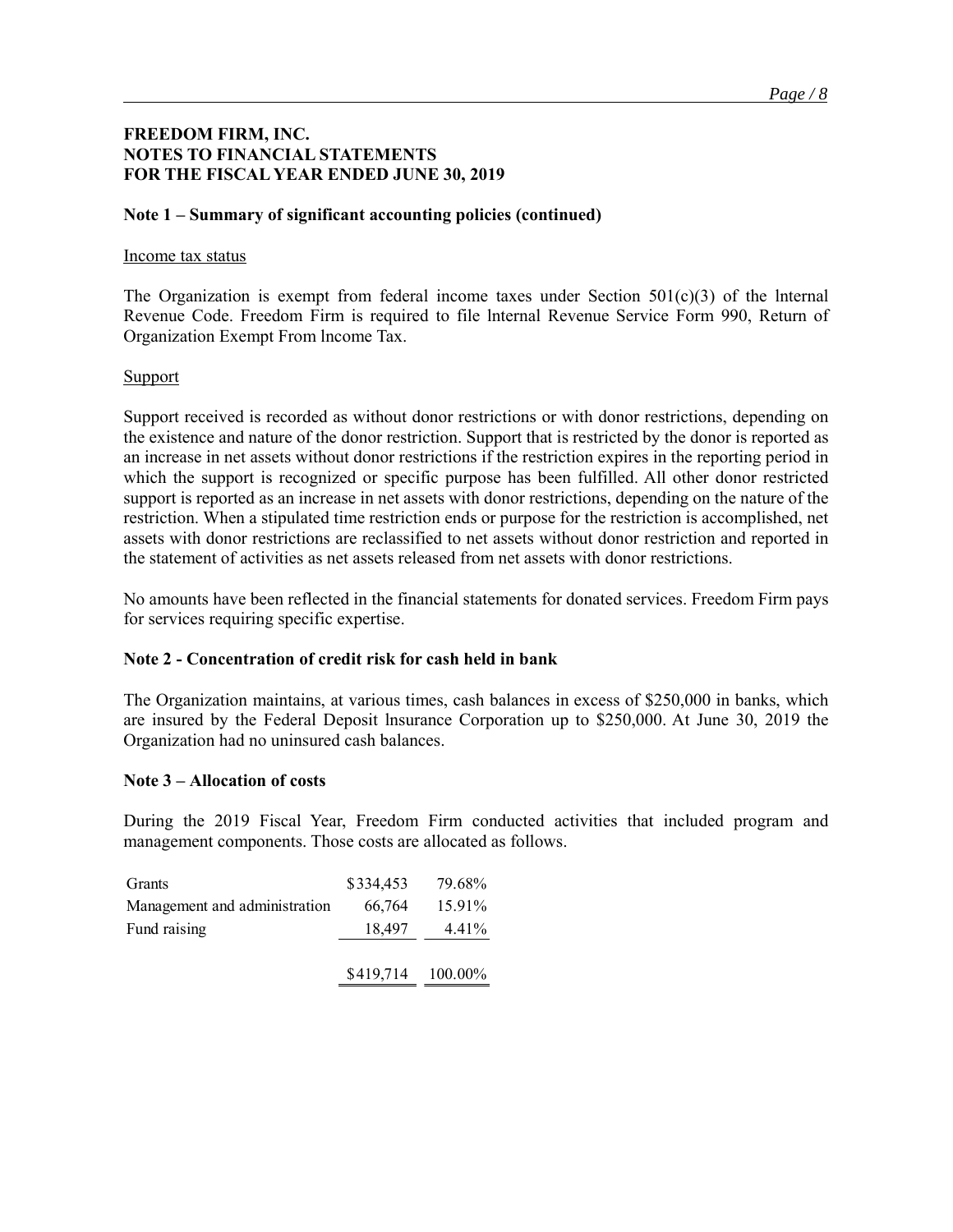**FREEDOM FIRM, INC.**
**NOTES TO FINANCIAL STATEMENTS**
**FOR THE FISCAL YEAR ENDED JUNE 30, 2019**

**Note 1 – Summary of significant accounting policies (continued)**

Income tax status

The Organization is exempt from federal income taxes under Section 501(c)(3) of the lnternal Revenue Code. Freedom Firm is required to file lnternal Revenue Service Form 990, Return of Organization Exempt From lncome Tax.

Support

Support received is recorded as without donor restrictions or with donor restrictions, depending on the existence and nature of the donor restriction. Support that is restricted by the donor is reported as an increase in net assets without donor restrictions if the restriction expires in the reporting period in which the support is recognized or specific purpose has been fulfilled. All other donor restricted support is reported as an increase in net assets with donor restrictions, depending on the nature of the restriction. When a stipulated time restriction ends or purpose for the restriction is accomplished, net assets with donor restrictions are reclassified to net assets without donor restriction and reported in the statement of activities as net assets released from net assets with donor restrictions.

No amounts have been reflected in the financial statements for donated services. Freedom Firm pays for services requiring specific expertise.

**Note 2 - Concentration of credit risk for cash held in bank**

The Organization maintains, at various times, cash balances in excess of $250,000 in banks, which are insured by the Federal Deposit lnsurance Corporation up to $250,000. At June 30, 2019 the Organization had no uninsured cash balances.

**Note 3 – Allocation of costs**

During the 2019 Fiscal Year, Freedom Firm conducted activities that included program and management components. Those costs are allocated as follows.

| | | |
|---|---|---|
| Grants | $334,453 | 79.68% |
| Management and administration | 66,764 | 15.91% |
| Fund raising | 18,497 | 4.41% |
| | $419,714 | 100.00% |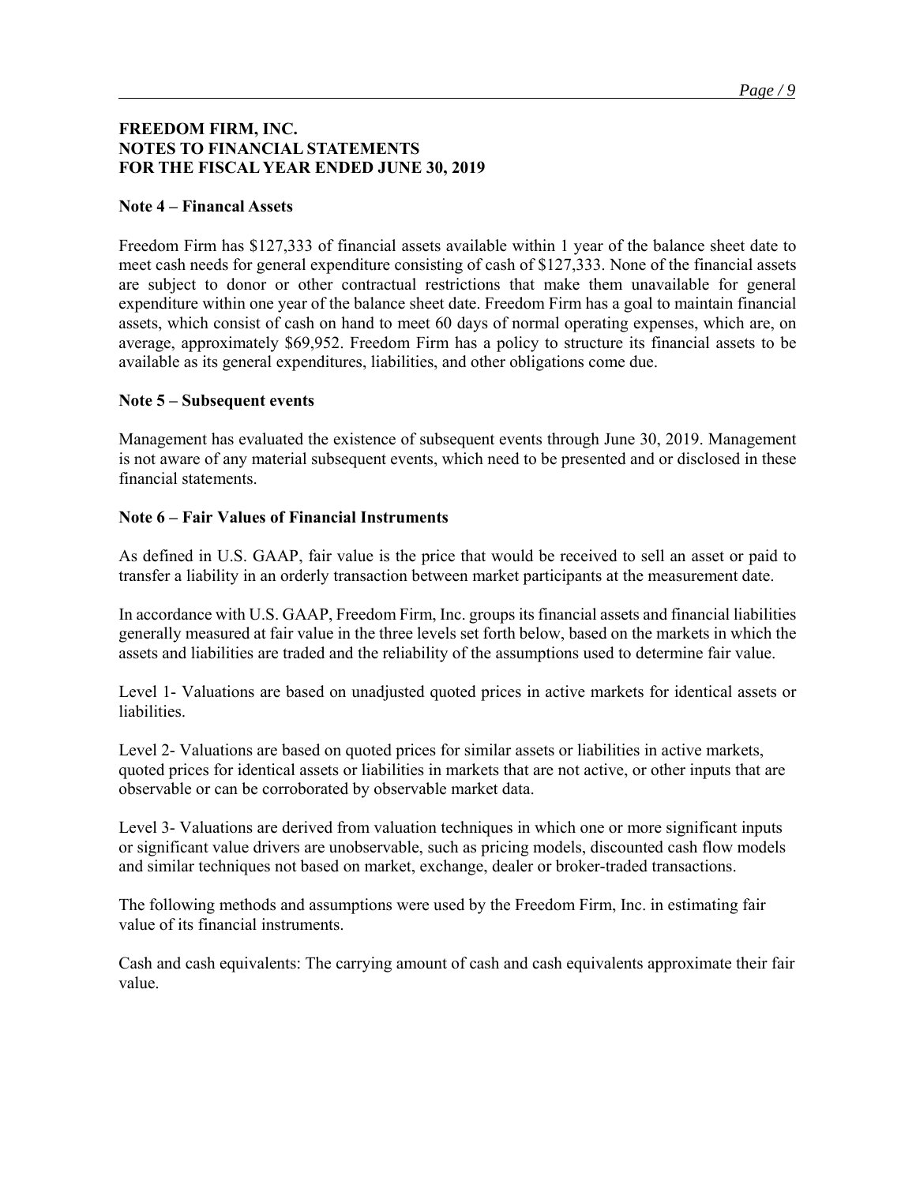**FREEDOM FIRM, INC.**
**NOTES TO FINANCIAL STATEMENTS**
**FOR THE FISCAL YEAR ENDED JUNE 30, 2019**

**Note 4 – Financal Assets**

Freedom Firm has $127,333 of financial assets available within 1 year of the balance sheet date to meet cash needs for general expenditure consisting of cash of $127,333. None of the financial assets are subject to donor or other contractual restrictions that make them unavailable for general expenditure within one year of the balance sheet date. Freedom Firm has a goal to maintain financial assets, which consist of cash on hand to meet 60 days of normal operating expenses, which are, on average, approximately $69,952. Freedom Firm has a policy to structure its financial assets to be available as its general expenditures, liabilities, and other obligations come due.

**Note 5 – Subsequent events**

Management has evaluated the existence of subsequent events through June 30, 2019. Management is not aware of any material subsequent events, which need to be presented and or disclosed in these financial statements.

**Note 6 – Fair Values of Financial Instruments**

As defined in U.S. GAAP, fair value is the price that would be received to sell an asset or paid to transfer a liability in an orderly transaction between market participants at the measurement date.

In accordance with U.S. GAAP, Freedom Firm, Inc. groups its financial assets and financial liabilities generally measured at fair value in the three levels set forth below, based on the markets in which the assets and liabilities are traded and the reliability of the assumptions used to determine fair value.

Level 1- Valuations are based on unadjusted quoted prices in active markets for identical assets or liabilities.

Level 2- Valuations are based on quoted prices for similar assets or liabilities in active markets, quoted prices for identical assets or liabilities in markets that are not active, or other inputs that are observable or can be corroborated by observable market data.

Level 3- Valuations are derived from valuation techniques in which one or more significant inputs or significant value drivers are unobservable, such as pricing models, discounted cash flow models and similar techniques not based on market, exchange, dealer or broker-traded transactions.

The following methods and assumptions were used by the Freedom Firm, Inc. in estimating fair value of its financial instruments.

Cash and cash equivalents: The carrying amount of cash and cash equivalents approximate their fair value.